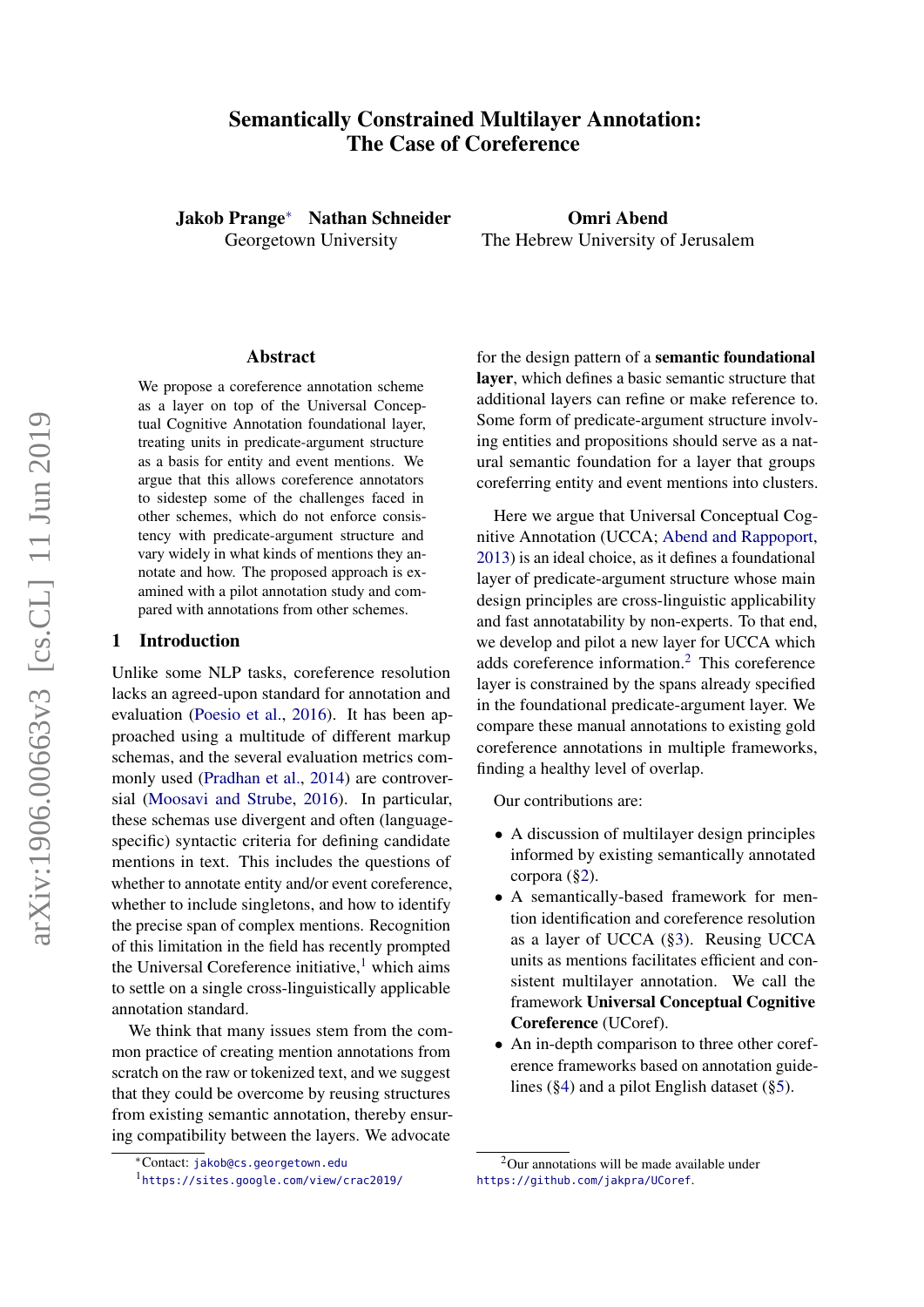# Semantically Constrained Multilayer Annotation: The Case of Coreference

**Jakob Prange*** **Nathan Schneider**
Georgetown University

**Omri Abend**
The Hebrew University of Jerusalem

## Abstract

We propose a coreference annotation scheme as a layer on top of the Universal Conceptual Cognitive Annotation foundational layer, treating units in predicate-argument structure as a basis for entity and event mentions. We argue that this allows coreference annotators to sidestep some of the challenges faced in other schemes, which do not enforce consistency with predicate-argument structure and vary widely in what kinds of mentions they annotate and how. The proposed approach is examined with a pilot annotation study and compared with annotations from other schemes.

## 1 Introduction

Unlike some NLP tasks, coreference resolution lacks an agreed-upon standard for annotation and evaluation (Poesio et al., 2016). It has been approached using a multitude of different markup schemas, and the several evaluation metrics commonly used (Pradhan et al., 2014) are controversial (Moosavi and Strube, 2016). In particular, these schemas use divergent and often (language-specific) syntactic criteria for defining candidate mentions in text. This includes the questions of whether to annotate entity and/or event coreference, whether to include singletons, and how to identify the precise span of complex mentions. Recognition of this limitation in the field has recently prompted the Universal Coreference initiative,[1] which aims to settle on a single cross-linguistically applicable annotation standard.

We think that many issues stem from the common practice of creating mention annotations from scratch on the raw or tokenized text, and we suggest that they could be overcome by reusing structures from existing semantic annotation, thereby ensuring compatibility between the layers. We advocate for the design pattern of a **semantic foundational layer**, which defines a basic semantic structure that additional layers can refine or make reference to. Some form of predicate-argument structure involving entities and propositions should serve as a natural semantic foundation for a layer that groups coreferring entity and event mentions into clusters.

Here we argue that Universal Conceptual Cognitive Annotation (UCCA; Abend and Rappoport, 2013) is an ideal choice, as it defines a foundational layer of predicate-argument structure whose main design principles are cross-linguistic applicability and fast annotatability by non-experts. To that end, we develop and pilot a new layer for UCCA which adds coreference information.[2] This coreference layer is constrained by the spans already specified in the foundational predicate-argument layer. We compare these manual annotations to existing gold coreference annotations in multiple frameworks, finding a healthy level of overlap.

Our contributions are:

- A discussion of multilayer design principles informed by existing semantically annotated corpora (§2).
- A semantically-based framework for mention identification and coreference resolution as a layer of UCCA (§3). Reusing UCCA units as mentions facilitates efficient and consistent multilayer annotation. We call the framework **Universal Conceptual Cognitive Coreference** (UCoref).
- An in-depth comparison to three other coreference frameworks based on annotation guidelines (§4) and a pilot English dataset (§5).

---

*Contact: `jakob@cs.georgetown.edu`

[1] https://sites.google.com/view/crac2019/

[2] Our annotations will be made available under https://github.com/jakpra/UCoref.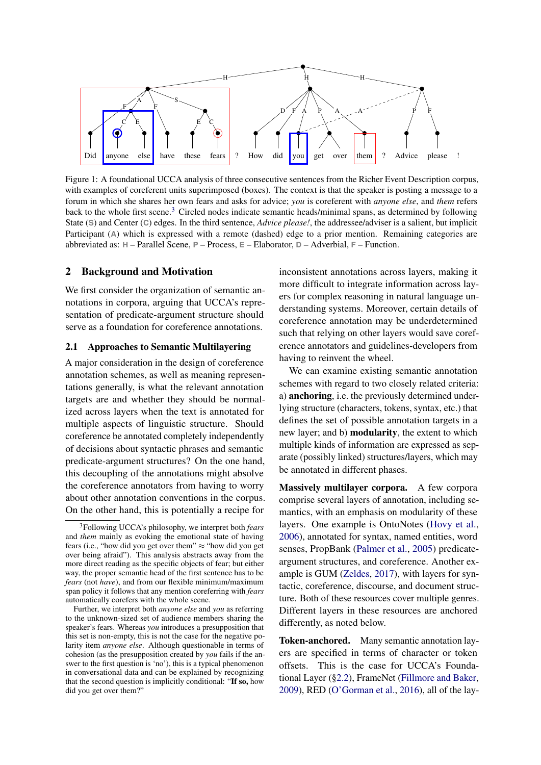Did anyone else have these fears ? How did you get over them ? Advice please !

Figure 1: A foundational UCCA analysis of three consecutive sentences from the Richer Event Description corpus, with examples of coreferent units superimposed (boxes). The context is that the speaker is posting a message to a forum in which she shares her own fears and asks for advice; *you* is coreferent with *anyone else*, and *them* refers back to the whole first scene.[3] Circled nodes indicate semantic heads/minimal spans, as determined by following State (S) and Center (C) edges. In the third sentence, *Advice please!*, the addressee/adviser is a salient, but implicit Participant (A) which is expressed with a remote (dashed) edge to a prior mention. Remaining categories are abbreviated as: H – Parallel Scene, P – Process, E – Elaborator, D – Adverbial, F – Function.

## 2 Background and Motivation

We first consider the organization of semantic annotations in corpora, arguing that UCCA's representation of predicate-argument structure should serve as a foundation for coreference annotations.

### 2.1 Approaches to Semantic Multilayering

A major consideration in the design of coreference annotation schemes, as well as meaning representations generally, is what the relevant annotation targets are and whether they should be normalized across layers when the text is annotated for multiple aspects of linguistic structure. Should coreference be annotated completely independently of decisions about syntactic phrases and semantic predicate-argument structures? On the one hand, this decoupling of the annotations might absolve the coreference annotators from having to worry about other annotation conventions in the corpus. On the other hand, this is potentially a recipe for inconsistent annotations across layers, making it more difficult to integrate information across layers for complex reasoning in natural language understanding systems. Moreover, certain details of coreference annotation may be underdetermined such that relying on other layers would save coreference annotators and guidelines-developers from having to reinvent the wheel.

We can examine existing semantic annotation schemes with regard to two closely related criteria: a) **anchoring**, i.e. the previously determined underlying structure (characters, tokens, syntax, etc.) that defines the set of possible annotation targets in a new layer; and b) **modularity**, the extent to which multiple kinds of information are expressed as separate (possibly linked) structures/layers, which may be annotated in different phases.

**Massively multilayer corpora.** A few corpora comprise several layers of annotation, including semantics, with an emphasis on modularity of these layers. One example is OntoNotes (Hovy et al., 2006), annotated for syntax, named entities, word senses, PropBank (Palmer et al., 2005) predicate-argument structures, and coreference. Another example is GUM (Zeldes, 2017), with layers for syntactic, coreference, discourse, and document structure. Both of these resources cover multiple genres. Different layers in these resources are anchored differently, as noted below.

**Token-anchored.** Many semantic annotation layers are specified in terms of character or token offsets. This is the case for UCCA's Foundational Layer (§2.2), FrameNet (Fillmore and Baker, 2009), RED (O'Gorman et al., 2016), all of the lay-

[3] Following UCCA's philosophy, we interpret both *fears* and *them* mainly as evoking the emotional state of having fears (i.e., "how did you get over them" ≈ "how did you get over being afraid"). This analysis abstracts away from the more direct reading as the specific objects of fear; but either way, the proper semantic head of the first sentence has to be *fears* (not *have*), and from our flexible minimum/maximum span policy it follows that any mention coreferring with *fears* automatically corefers with the whole scene.

Further, we interpret both *anyone else* and *you* as referring to the unknown-sized set of audience members sharing the speaker's fears. Whereas *you* introduces a presupposition that this set is non-empty, this is not the case for the negative polarity item *anyone else*. Although questionable in terms of cohesion (as the presupposition created by *you* fails if the answer to the first question is 'no'), this is a typical phenomenon in conversational data and can be explained by recognizing that the second question is implicitly conditional: "**If so,** how did you get over them?"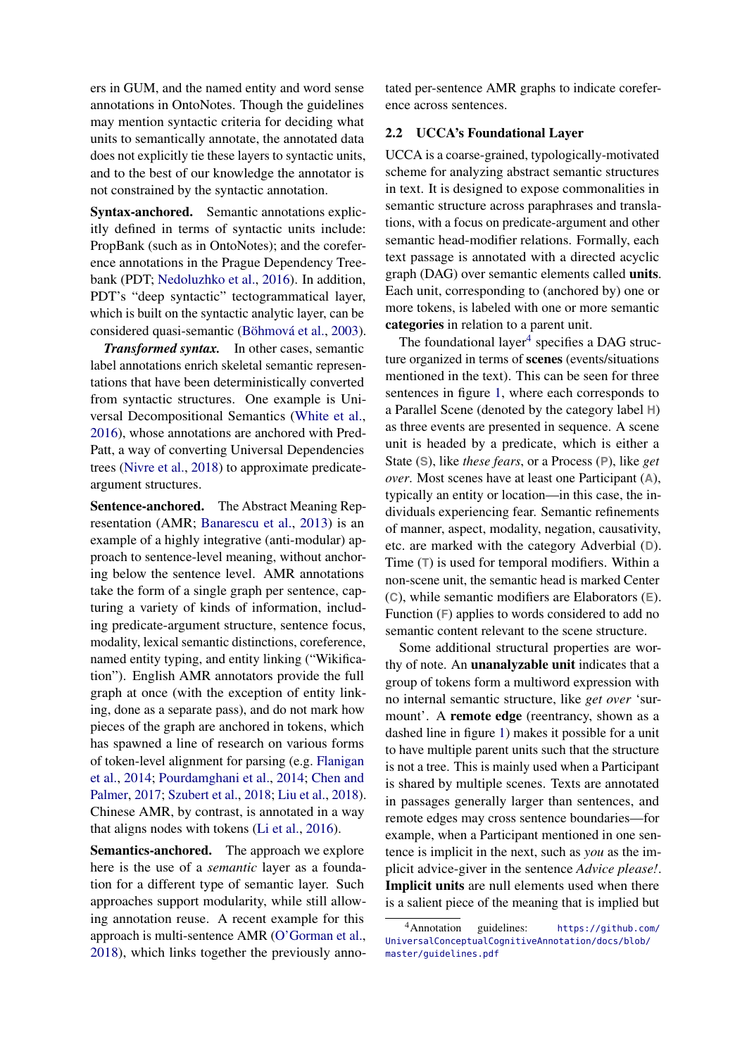ers in GUM, and the named entity and word sense annotations in OntoNotes. Though the guidelines may mention syntactic criteria for deciding what units to semantically annotate, the annotated data does not explicitly tie these layers to syntactic units, and to the best of our knowledge the annotator is not constrained by the syntactic annotation.

**Syntax-anchored.** Semantic annotations explicitly defined in terms of syntactic units include: PropBank (such as in OntoNotes); and the coreference annotations in the Prague Dependency Treebank (PDT; Nedoluzhko et al., 2016). In addition, PDT's "deep syntactic" tectogrammatical layer, which is built on the syntactic analytic layer, can be considered quasi-semantic (Böhmová et al., 2003).

***Transformed syntax.*** In other cases, semantic label annotations enrich skeletal semantic representations that have been deterministically converted from syntactic structures. One example is Universal Decompositional Semantics (White et al., 2016), whose annotations are anchored with PredPatt, a way of converting Universal Dependencies trees (Nivre et al., 2018) to approximate predicate-argument structures.

**Sentence-anchored.** The Abstract Meaning Representation (AMR; Banarescu et al., 2013) is an example of a highly integrative (anti-modular) approach to sentence-level meaning, without anchoring below the sentence level. AMR annotations take the form of a single graph per sentence, capturing a variety of kinds of information, including predicate-argument structure, sentence focus, modality, lexical semantic distinctions, coreference, named entity typing, and entity linking ("Wikification"). English AMR annotators provide the full graph at once (with the exception of entity linking, done as a separate pass), and do not mark how pieces of the graph are anchored in tokens, which has spawned a line of research on various forms of token-level alignment for parsing (e.g. Flanigan et al., 2014; Pourdamghani et al., 2014; Chen and Palmer, 2017; Szubert et al., 2018; Liu et al., 2018). Chinese AMR, by contrast, is annotated in a way that aligns nodes with tokens (Li et al., 2016).

**Semantics-anchored.** The approach we explore here is the use of a *semantic* layer as a foundation for a different type of semantic layer. Such approaches support modularity, while still allowing annotation reuse. A recent example for this approach is multi-sentence AMR (O'Gorman et al., 2018), which links together the previously annotated per-sentence AMR graphs to indicate coreference across sentences.

## 2.2 UCCA's Foundational Layer

UCCA is a coarse-grained, typologically-motivated scheme for analyzing abstract semantic structures in text. It is designed to expose commonalities in semantic structure across paraphrases and translations, with a focus on predicate-argument and other semantic head-modifier relations. Formally, each text passage is annotated with a directed acyclic graph (DAG) over semantic elements called **units**. Each unit, corresponding to (anchored by) one or more tokens, is labeled with one or more semantic **categories** in relation to a parent unit.

The foundational layer[4] specifies a DAG structure organized in terms of **scenes** (events/situations mentioned in the text). This can be seen for three sentences in figure 1, where each corresponds to a Parallel Scene (denoted by the category label H) as three events are presented in sequence. A scene unit is headed by a predicate, which is either a State (S), like *these fears*, or a Process (P), like *get over*. Most scenes have at least one Participant (A), typically an entity or location—in this case, the individuals experiencing fear. Semantic refinements of manner, aspect, modality, negation, causativity, etc. are marked with the category Adverbial (D). Time (T) is used for temporal modifiers. Within a non-scene unit, the semantic head is marked Center (C), while semantic modifiers are Elaborators (E). Function (F) applies to words considered to add no semantic content relevant to the scene structure.

Some additional structural properties are worthy of note. An **unanalyzable unit** indicates that a group of tokens form a multiword expression with no internal semantic structure, like *get over* 'surmount'. A **remote edge** (reentrancy, shown as a dashed line in figure 1) makes it possible for a unit to have multiple parent units such that the structure is not a tree. This is mainly used when a Participant is shared by multiple scenes. Texts are annotated in passages generally larger than sentences, and remote edges may cross sentence boundaries—for example, when a Participant mentioned in one sentence is implicit in the next, such as *you* as the implicit advice-giver in the sentence *Advice please!*. **Implicit units** are null elements used when there is a salient piece of the meaning that is implied but

[4] Annotation guidelines: https://github.com/UniversalConceptualCognitiveAnnotation/docs/blob/master/guidelines.pdf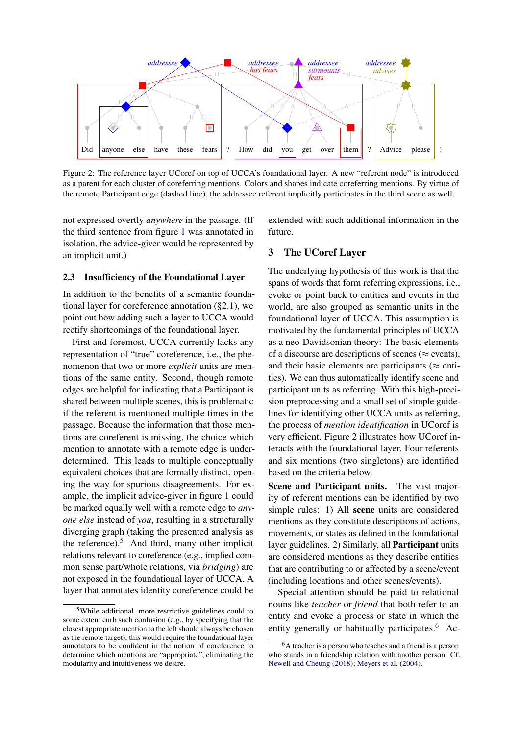Figure 2: The reference layer UCoref on top of UCCA's foundational layer. A new "referent node" is introduced as a parent for each cluster of coreferring mentions. Colors and shapes indicate coreferring mentions. By virtue of the remote Participant edge (dashed line), the addressee referent implicitly participates in the third scene as well.

not expressed overtly *anywhere* in the passage. (If the third sentence from figure 1 was annotated in isolation, the advice-giver would be represented by an implicit unit.)

### 2.3 Insufficiency of the Foundational Layer

In addition to the benefits of a semantic foundational layer for coreference annotation (§2.1), we point out how adding such a layer to UCCA would rectify shortcomings of the foundational layer.

First and foremost, UCCA currently lacks any representation of "true" coreference, i.e., the phenomenon that two or more *explicit* units are mentions of the same entity. Second, though remote edges are helpful for indicating that a Participant is shared between multiple scenes, this is problematic if the referent is mentioned multiple times in the passage. Because the information that those mentions are coreferent is missing, the choice which mention to annotate with a remote edge is underdetermined. This leads to multiple conceptually equivalent choices that are formally distinct, opening the way for spurious disagreements. For example, the implicit advice-giver in figure 1 could be marked equally well with a remote edge to *anyone else* instead of *you*, resulting in a structurally diverging graph (taking the presented analysis as the reference).[5] And third, many other implicit relations relevant to coreference (e.g., implied common sense part/whole relations, via *bridging*) are not exposed in the foundational layer of UCCA. A layer that annotates identity coreference could be extended with such additional information in the future.

## 3 The UCoref Layer

The underlying hypothesis of this work is that the spans of words that form referring expressions, i.e., evoke or point back to entities and events in the world, are also grouped as semantic units in the foundational layer of UCCA. This assumption is motivated by the fundamental principles of UCCA as a neo-Davidsonian theory: The basic elements of a discourse are descriptions of scenes ($\approx$ events), and their basic elements are participants ($\approx$ entities). We can thus automatically identify scene and participant units as referring. With this high-precision preprocessing and a small set of simple guidelines for identifying other UCCA units as referring, the process of *mention identification* in UCoref is very efficient. Figure 2 illustrates how UCoref interacts with the foundational layer. Four referents and six mentions (two singletons) are identified based on the criteria below.

**Scene and Participant units.** The vast majority of referent mentions can be identified by two simple rules: 1) All **scene** units are considered mentions as they constitute descriptions of actions, movements, or states as defined in the foundational layer guidelines. 2) Similarly, all **Participant** units are considered mentions as they describe entities that are contributing to or affected by a scene/event (including locations and other scenes/events).

Special attention should be paid to relational nouns like *teacher* or *friend* that both refer to an entity and evoke a process or state in which the entity generally or habitually participates.[6] Ac-

[5] While additional, more restrictive guidelines could to some extent curb such confusion (e.g., by specifying that the closest appropriate mention to the left should always be chosen as the remote target), this would require the foundational layer annotators to be confident in the notion of coreference to determine which mentions are "appropriate", eliminating the modularity and intuitiveness we desire.

[6] A teacher is a person who teaches and a friend is a person who stands in a friendship relation with another person. Cf. Newell and Cheung (2018); Meyers et al. (2004).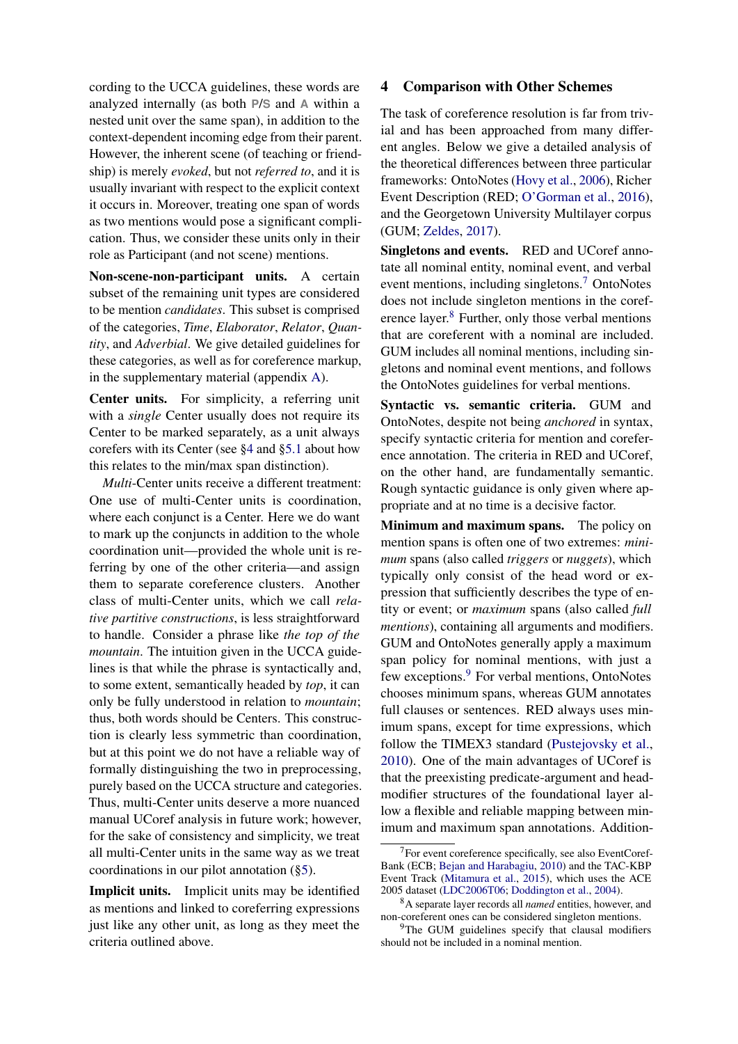cording to the UCCA guidelines, these words are analyzed internally (as both P/S and A within a nested unit over the same span), in addition to the context-dependent incoming edge from their parent. However, the inherent scene (of teaching or friendship) is merely *evoked*, but not *referred to*, and it is usually invariant with respect to the explicit context it occurs in. Moreover, treating one span of words as two mentions would pose a significant complication. Thus, we consider these units only in their role as Participant (and not scene) mentions.

**Non-scene-non-participant units.** A certain subset of the remaining unit types are considered to be mention *candidates*. This subset is comprised of the categories, *Time*, *Elaborator*, *Relator*, *Quantity*, and *Adverbial*. We give detailed guidelines for these categories, as well as for coreference markup, in the supplementary material (appendix A).

**Center units.** For simplicity, a referring unit with a *single* Center usually does not require its Center to be marked separately, as a unit always corefers with its Center (see §4 and §5.1 about how this relates to the min/max span distinction).

*Multi*-Center units receive a different treatment: One use of multi-Center units is coordination, where each conjunct is a Center. Here we do want to mark up the conjuncts in addition to the whole coordination unit—provided the whole unit is referring by one of the other criteria—and assign them to separate coreference clusters. Another class of multi-Center units, which we call *relative partitive constructions*, is less straightforward to handle. Consider a phrase like *the top of the mountain*. The intuition given in the UCCA guidelines is that while the phrase is syntactically and, to some extent, semantically headed by *top*, it can only be fully understood in relation to *mountain*; thus, both words should be Centers. This construction is clearly less symmetric than coordination, but at this point we do not have a reliable way of formally distinguishing the two in preprocessing, purely based on the UCCA structure and categories. Thus, multi-Center units deserve a more nuanced manual UCoref analysis in future work; however, for the sake of consistency and simplicity, we treat all multi-Center units in the same way as we treat coordinations in our pilot annotation (§5).

**Implicit units.** Implicit units may be identified as mentions and linked to coreferring expressions just like any other unit, as long as they meet the criteria outlined above.

## 4 Comparison with Other Schemes

The task of coreference resolution is far from trivial and has been approached from many different angles. Below we give a detailed analysis of the theoretical differences between three particular frameworks: OntoNotes (Hovy et al., 2006), Richer Event Description (RED; O'Gorman et al., 2016), and the Georgetown University Multilayer corpus (GUM; Zeldes, 2017).

**Singletons and events.** RED and UCoref annotate all nominal entity, nominal event, and verbal event mentions, including singletons.[7] OntoNotes does not include singleton mentions in the coreference layer.[8] Further, only those verbal mentions that are coreferent with a nominal are included. GUM includes all nominal mentions, including singletons and nominal event mentions, and follows the OntoNotes guidelines for verbal mentions.

**Syntactic vs. semantic criteria.** GUM and OntoNotes, despite not being *anchored* in syntax, specify syntactic criteria for mention and coreference annotation. The criteria in RED and UCoref, on the other hand, are fundamentally semantic. Rough syntactic guidance is only given where appropriate and at no time is a decisive factor.

**Minimum and maximum spans.** The policy on mention spans is often one of two extremes: *minimum* spans (also called *triggers* or *nuggets*), which typically only consist of the head word or expression that sufficiently describes the type of entity or event; or *maximum* spans (also called *full mentions*), containing all arguments and modifiers. GUM and OntoNotes generally apply a maximum span policy for nominal mentions, with just a few exceptions.[9] For verbal mentions, OntoNotes chooses minimum spans, whereas GUM annotates full clauses or sentences. RED always uses minimum spans, except for time expressions, which follow the TIMEX3 standard (Pustejovsky et al., 2010). One of the main advantages of UCoref is that the preexisting predicate-argument and head-modifier structures of the foundational layer allow a flexible and reliable mapping between minimum and maximum span annotations. Addition-

[7] For event coreference specifically, see also EventCorefBank (ECB; Bejan and Harabagiu, 2010) and the TAC-KBP Event Track (Mitamura et al., 2015), which uses the ACE 2005 dataset (LDC2006T06; Doddington et al., 2004).

[8] A separate layer records all *named* entities, however, and non-coreferent ones can be considered singleton mentions.

[9] The GUM guidelines specify that clausal modifiers should not be included in a nominal mention.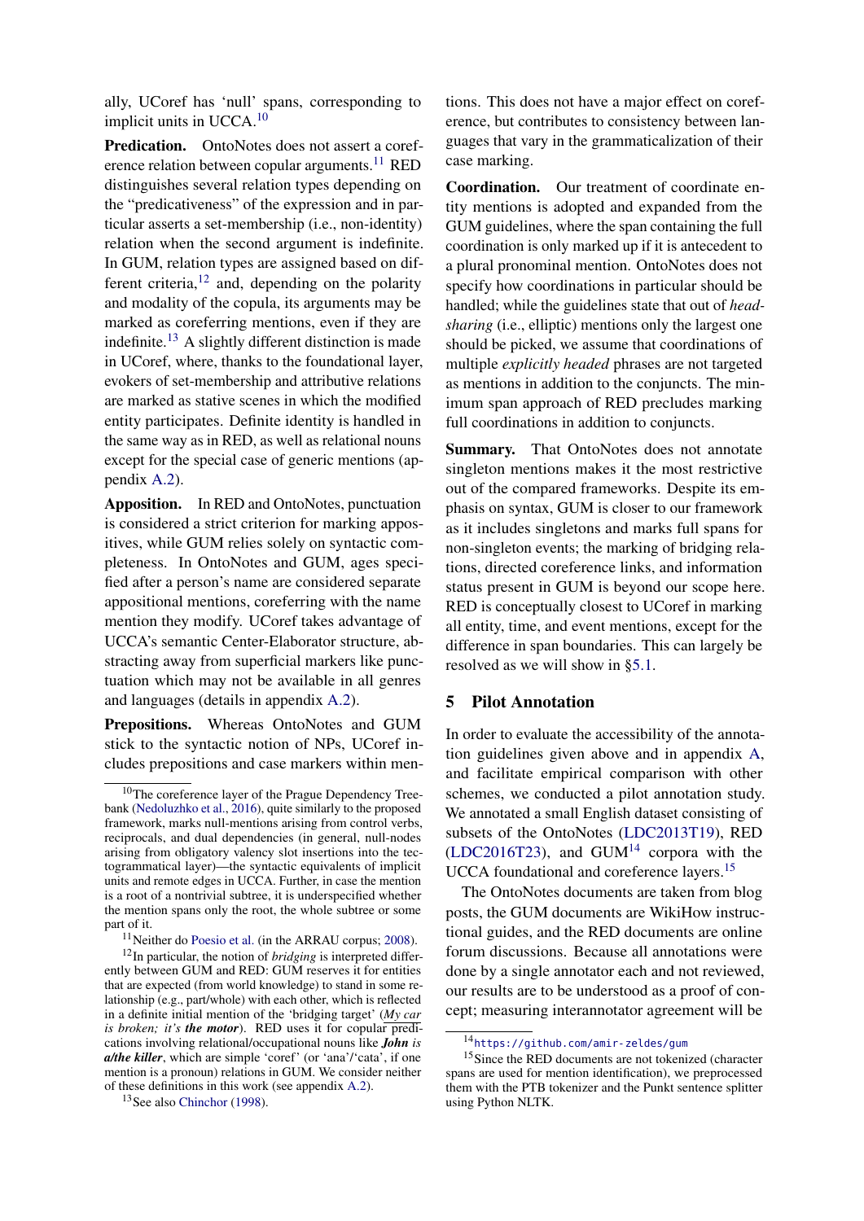ally, UCoref has 'null' spans, corresponding to implicit units in UCCA.[10]

**Predication.** OntoNotes does not assert a coreference relation between copular arguments.[11] RED distinguishes several relation types depending on the "predicativeness" of the expression and in particular asserts a set-membership (i.e., non-identity) relation when the second argument is indefinite. In GUM, relation types are assigned based on different criteria,[12] and, depending on the polarity and modality of the copula, its arguments may be marked as coreferring mentions, even if they are indefinite.[13] A slightly different distinction is made in UCoref, where, thanks to the foundational layer, evokers of set-membership and attributive relations are marked as stative scenes in which the modified entity participates. Definite identity is handled in the same way as in RED, as well as relational nouns except for the special case of generic mentions (appendix A.2).

**Apposition.** In RED and OntoNotes, punctuation is considered a strict criterion for marking appositives, while GUM relies solely on syntactic completeness. In OntoNotes and GUM, ages specified after a person's name are considered separate appositional mentions, coreferring with the name mention they modify. UCoref takes advantage of UCCA's semantic Center-Elaborator structure, abstracting away from superficial markers like punctuation which may not be available in all genres and languages (details in appendix A.2).

**Prepositions.** Whereas OntoNotes and GUM stick to the syntactic notion of NPs, UCoref includes prepositions and case markers within mentions. This does not have a major effect on coreference, but contributes to consistency between languages that vary in the grammaticalization of their case marking.

**Coordination.** Our treatment of coordinate entity mentions is adopted and expanded from the GUM guidelines, where the span containing the full coordination is only marked up if it is antecedent to a plural pronominal mention. OntoNotes does not specify how coordinations in particular should be handled; while the guidelines state that out of *head-sharing* (i.e., elliptic) mentions only the largest one should be picked, we assume that coordinations of multiple *explicitly headed* phrases are not targeted as mentions in addition to the conjuncts. The minimum span approach of RED precludes marking full coordinations in addition to conjuncts.

**Summary.** That OntoNotes does not annotate singleton mentions makes it the most restrictive out of the compared frameworks. Despite its emphasis on syntax, GUM is closer to our framework as it includes singletons and marks full spans for non-singleton events; the marking of bridging relations, directed coreference links, and information status present in GUM is beyond our scope here. RED is conceptually closest to UCoref in marking all entity, time, and event mentions, except for the difference in span boundaries. This can largely be resolved as we will show in §5.1.

## 5 Pilot Annotation

In order to evaluate the accessibility of the annotation guidelines given above and in appendix A, and facilitate empirical comparison with other schemes, we conducted a pilot annotation study. We annotated a small English dataset consisting of subsets of the OntoNotes (LDC2013T19), RED (LDC2016T23), and GUM[14] corpora with the UCCA foundational and coreference layers.[15]

The OntoNotes documents are taken from blog posts, the GUM documents are WikiHow instructional guides, and the RED documents are online forum discussions. Because all annotations were done by a single annotator each and not reviewed, our results are to be understood as a proof of concept; measuring interannotator agreement will be

---

[10] The coreference layer of the Prague Dependency Treebank (Nedoluzhko et al., 2016), quite similarly to the proposed framework, marks null-mentions arising from control verbs, reciprocals, and dual dependencies (in general, null-nodes arising from obligatory valency slot insertions into the tectogrammatical layer)—the syntactic equivalents of implicit units and remote edges in UCCA. Further, in case the mention is a root of a nontrivial subtree, it is underspecified whether the mention spans only the root, the whole subtree or some part of it.

[11] Neither do Poesio et al. (in the ARRAU corpus; 2008).

[12] In particular, the notion of *bridging* is interpreted differently between GUM and RED: GUM reserves it for entities that are expected (from world knowledge) to stand in some relationship (e.g., part/whole) with each other, which is reflected in a definite initial mention of the 'bridging target' (***My car** is broken; it's **the motor***). RED uses it for copular predications involving relational/occupational nouns like ***John** is **a/the killer***, which are simple 'coref' (or 'ana'/'cata', if one mention is a pronoun) relations in GUM. We consider neither of these definitions in this work (see appendix A.2).

[13] See also Chinchor (1998).

[14] https://github.com/amir-zeldes/gum

[15] Since the RED documents are not tokenized (character spans are used for mention identification), we preprocessed them with the PTB tokenizer and the Punkt sentence splitter using Python NLTK.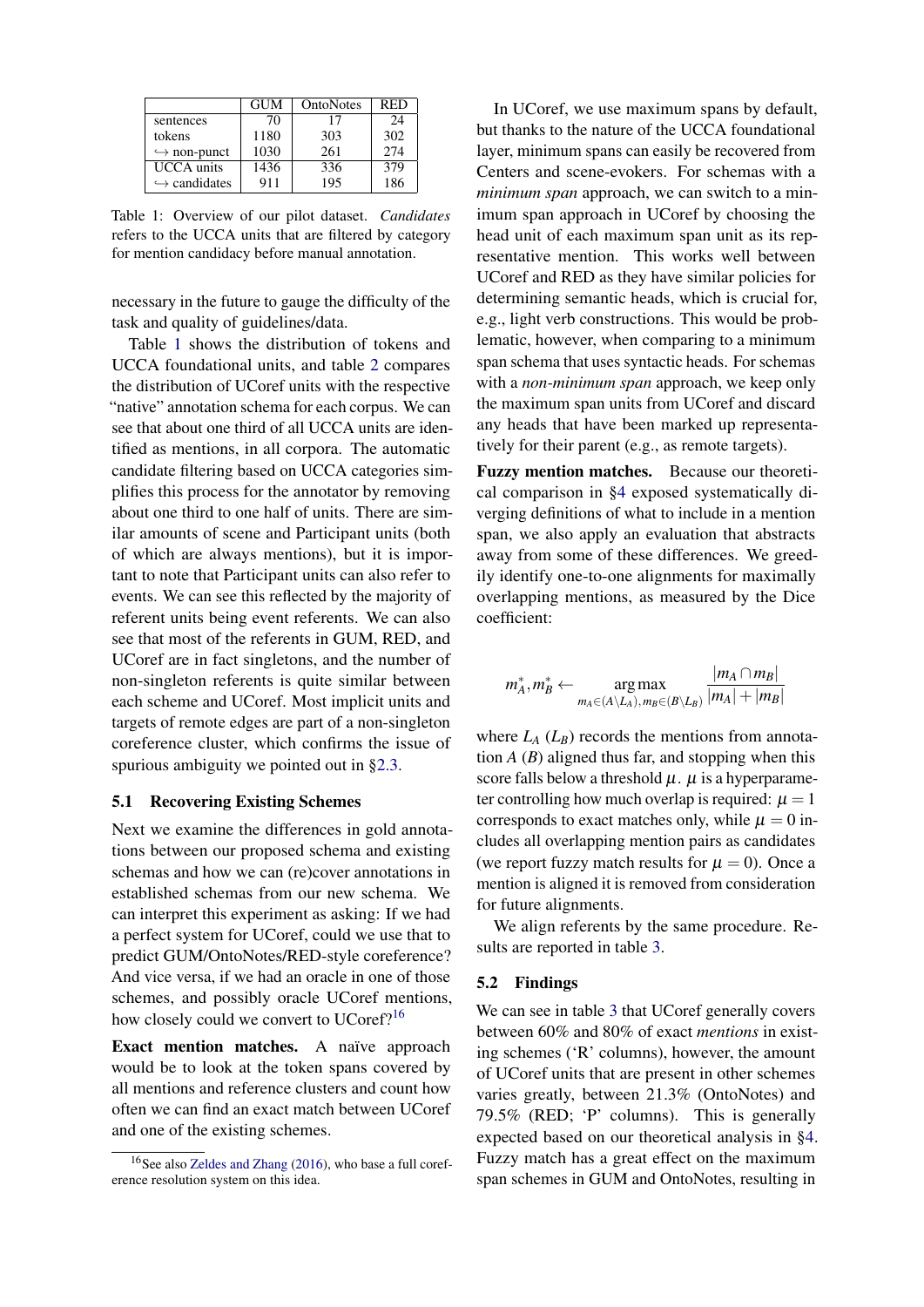|  | GUM | OntoNotes | RED |
|---|---|---|---|
| sentences | 70 | 17 | 24 |
| tokens | 1180 | 303 | 302 |
| ↪ non-punct | 1030 | 261 | 274 |
| UCCA units | 1436 | 336 | 379 |
| ↪ candidates | 911 | 195 | 186 |

Table 1: Overview of our pilot dataset. *Candidates* refers to the UCCA units that are filtered by category for mention candidacy before manual annotation.

necessary in the future to gauge the difficulty of the task and quality of guidelines/data.

Table 1 shows the distribution of tokens and UCCA foundational units, and table 2 compares the distribution of UCoref units with the respective "native" annotation schema for each corpus. We can see that about one third of all UCCA units are identified as mentions, in all corpora. The automatic candidate filtering based on UCCA categories simplifies this process for the annotator by removing about one third to one half of units. There are similar amounts of scene and Participant units (both of which are always mentions), but it is important to note that Participant units can also refer to events. We can see this reflected by the majority of referent units being event referents. We can also see that most of the referents in GUM, RED, and UCoref are in fact singletons, and the number of non-singleton referents is quite similar between each scheme and UCoref. Most implicit units and targets of remote edges are part of a non-singleton coreference cluster, which confirms the issue of spurious ambiguity we pointed out in §2.3.

## 5.1 Recovering Existing Schemes

Next we examine the differences in gold annotations between our proposed schema and existing schemas and how we can (re)cover annotations in established schemas from our new schema. We can interpret this experiment as asking: If we had a perfect system for UCoref, could we use that to predict GUM/OntoNotes/RED-style coreference? And vice versa, if we had an oracle in one of those schemes, and possibly oracle UCoref mentions, how closely could we convert to UCoref?[16]

**Exact mention matches.** A naïve approach would be to look at the token spans covered by all mentions and reference clusters and count how often we can find an exact match between UCoref and one of the existing schemes.

[16] See also Zeldes and Zhang (2016), who base a full coreference resolution system on this idea.

In UCoref, we use maximum spans by default, but thanks to the nature of the UCCA foundational layer, minimum spans can easily be recovered from Centers and scene-evokers. For schemas with a *minimum span* approach, we can switch to a minimum span approach in UCoref by choosing the head unit of each maximum span unit as its representative mention. This works well between UCoref and RED as they have similar policies for determining semantic heads, which is crucial for, e.g., light verb constructions. This would be problematic, however, when comparing to a minimum span schema that uses syntactic heads. For schemas with a *non-minimum span* approach, we keep only the maximum span units from UCoref and discard any heads that have been marked up representatively for their parent (e.g., as remote targets).

**Fuzzy mention matches.** Because our theoretical comparison in §4 exposed systematically diverging definitions of what to include in a mention span, we also apply an evaluation that abstracts away from some of these differences. We greedily identify one-to-one alignments for maximally overlapping mentions, as measured by the Dice coefficient:

$$m_A^*, m_B^* \leftarrow \underset{m_A \in (A \setminus L_A),\, m_B \in (B \setminus L_B)}{\arg\max} \frac{|m_A \cap m_B|}{|m_A| + |m_B|}$$

where $L_A$ ($L_B$) records the mentions from annotation $A$ ($B$) aligned thus far, and stopping when this score falls below a threshold $\mu$. $\mu$ is a hyperparameter controlling how much overlap is required: $\mu = 1$ corresponds to exact matches only, while $\mu = 0$ includes all overlapping mention pairs as candidates (we report fuzzy match results for $\mu = 0$). Once a mention is aligned it is removed from consideration for future alignments.

We align referents by the same procedure. Results are reported in table 3.

## 5.2 Findings

We can see in table 3 that UCoref generally covers between 60% and 80% of exact *mentions* in existing schemes ('R' columns), however, the amount of UCoref units that are present in other schemes varies greatly, between 21.3% (OntoNotes) and 79.5% (RED; 'P' columns). This is generally expected based on our theoretical analysis in §4. Fuzzy match has a great effect on the maximum span schemes in GUM and OntoNotes, resulting in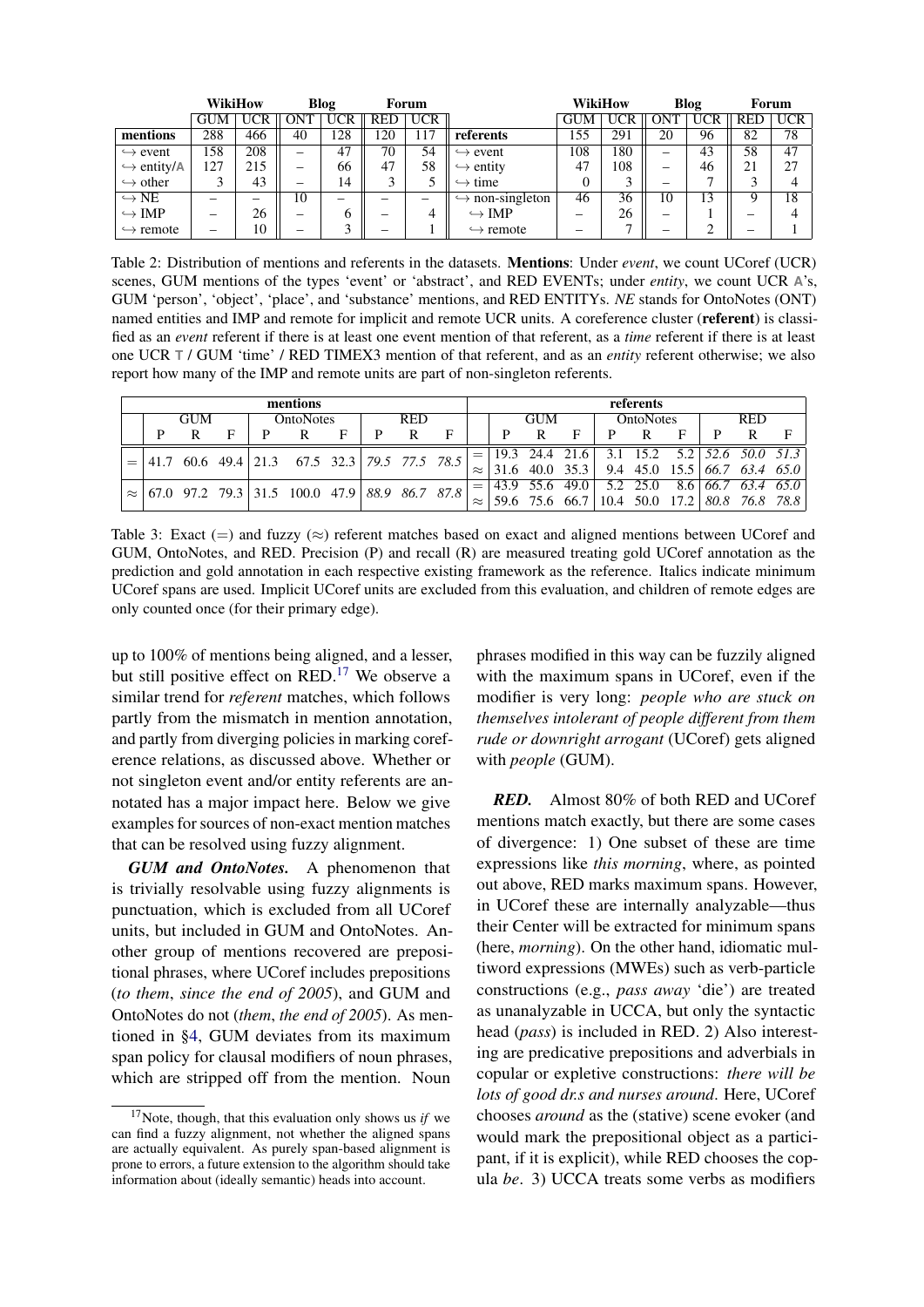|  | WikiHow |  | Blog |  | Forum |  |  | WikiHow |  | Blog |  | Forum |  |
|---|---|---|---|---|---|---|---|---|---|---|---|---|---|
|  | GUM | UCR | ONT | UCR | RED | UCR |  | GUM | UCR | ONT | UCR | RED | UCR |
| **mentions** | 288 | 466 | 40 | 128 | 120 | 117 | **referents** | 155 | 291 | 20 | 96 | 82 | 78 |
| ↪ event | 158 | 208 | – | 47 | 70 | 54 | ↪ event | 108 | 180 | – | 43 | 58 | 47 |
| ↪ entity/A | 127 | 215 | – | 66 | 47 | 58 | ↪ entity | 47 | 108 | – | 46 | 21 | 27 |
| ↪ other | 3 | 43 | – | 14 | 3 | 5 | ↪ time | 0 | 3 | – | 7 | 3 | 4 |
| ↪ NE | – | – | 10 | – | – | – | ↪ non-singleton | 46 | 36 | 10 | 13 | 9 | 18 |
| ↪ IMP | – | 26 | – | 6 | – | 4 | ↪ IMP | – | 26 | – | 1 | – | 4 |
| ↪ remote | – | 10 | – | 3 | – | 1 | ↪ remote | – | 7 | – | 2 | – | 1 |

Table 2: Distribution of mentions and referents in the datasets. **Mentions**: Under *event*, we count UCoref (UCR) scenes, GUM mentions of the types 'event' or 'abstract', and RED EVENTs; under *entity*, we count UCR A's, GUM 'person', 'object', 'place', and 'substance' mentions, and RED ENTITYs. *NE* stands for OntoNotes (ONT) named entities and IMP and remote for implicit and remote UCR units. A coreference cluster (**referent**) is classified as an *event* referent if there is at least one event mention of that referent, as a *time* referent if there is at least one UCR T / GUM 'time' / RED TIMEX3 mention of that referent, and as an *entity* referent otherwise; we also report how many of the IMP and remote units are part of non-singleton referents.

|  | mentions |  |  |  |  |  |  |  |  |  | referents |  |  |  |  |  |  |  |  |
|---|---|---|---|---|---|---|---|---|---|---|---|---|---|---|---|---|---|---|---|
|  | GUM |  |  | OntoNotes |  |  | RED |  |  |  | GUM |  |  | OntoNotes |  |  | RED |  |  |
|  | P | R | F | P | R | F | P | R | F |  | P | R | F | P | R | F | P | R | F |
| = | 41.7 | 60.6 | 49.4 | 21.3 | 67.5 | 32.3 | *79.5* | *77.5* | *78.5* | = | 19.3 | 24.4 | 21.6 | 3.1 | 15.2 | 5.2 | *52.6* | *50.0* | *51.3* |
|  |  |  |  |  |  |  |  |  |  | ≈ | 31.6 | 40.0 | 35.3 | 9.4 | 45.0 | 15.5 | *66.7* | *63.4* | *65.0* |
| ≈ | 67.0 | 97.2 | 79.3 | 31.5 | 100.0 | 47.9 | *88.9* | *86.7* | *87.8* | = | 43.9 | 55.6 | 49.0 | 5.2 | 25.0 | 8.6 | *66.7* | *63.4* | *65.0* |
|  |  |  |  |  |  |  |  |  |  | ≈ | 59.6 | 75.6 | 66.7 | 10.4 | 50.0 | 17.2 | *80.8* | *76.8* | *78.8* |

Table 3: Exact (=) and fuzzy (≈) referent matches based on exact and aligned mentions between UCoref and GUM, OntoNotes, and RED. Precision (P) and recall (R) are measured treating gold UCoref annotation as the prediction and gold annotation in each respective existing framework as the reference. Italics indicate minimum UCoref spans are used. Implicit UCoref units are excluded from this evaluation, and children of remote edges are only counted once (for their primary edge).

up to 100% of mentions being aligned, and a lesser, but still positive effect on RED.[17] We observe a similar trend for *referent* matches, which follows partly from the mismatch in mention annotation, and partly from diverging policies in marking coreference relations, as discussed above. Whether or not singleton event and/or entity referents are annotated has a major impact here. Below we give examples for sources of non-exact mention matches that can be resolved using fuzzy alignment.

***GUM and OntoNotes.*** A phenomenon that is trivially resolvable using fuzzy alignments is punctuation, which is excluded from all UCoref units, but included in GUM and OntoNotes. Another group of mentions recovered are prepositional phrases, where UCoref includes prepositions (*to them*, *since the end of 2005*), and GUM and OntoNotes do not (*them*, *the end of 2005*). As mentioned in §4, GUM deviates from its maximum span policy for clausal modifiers of noun phrases, which are stripped off from the mention. Noun phrases modified in this way can be fuzzily aligned with the maximum spans in UCoref, even if the modifier is very long: *people who are stuck on themselves intolerant of people different from them rude or downright arrogant* (UCoref) gets aligned with *people* (GUM).

***RED.*** Almost 80% of both RED and UCoref mentions match exactly, but there are some cases of divergence: 1) One subset of these are time expressions like *this morning*, where, as pointed out above, RED marks maximum spans. However, in UCoref these are internally analyzable—thus their Center will be extracted for minimum spans (here, *morning*). On the other hand, idiomatic multiword expressions (MWEs) such as verb-particle constructions (e.g., *pass away* 'die') are treated as unanalyzable in UCCA, but only the syntactic head (*pass*) is included in RED. 2) Also interesting are predicative prepositions and adverbials in copular or expletive constructions: *there will be lots of good dr.s and nurses around*. Here, UCoref chooses *around* as the (stative) scene evoker (and would mark the prepositional object as a participant, if it is explicit), while RED chooses the copula *be*. 3) UCCA treats some verbs as modifiers

[17] Note, though, that this evaluation only shows us *if* we can find a fuzzy alignment, not whether the aligned spans are actually equivalent. As purely span-based alignment is prone to errors, a future extension to the algorithm should take information about (ideally semantic) heads into account.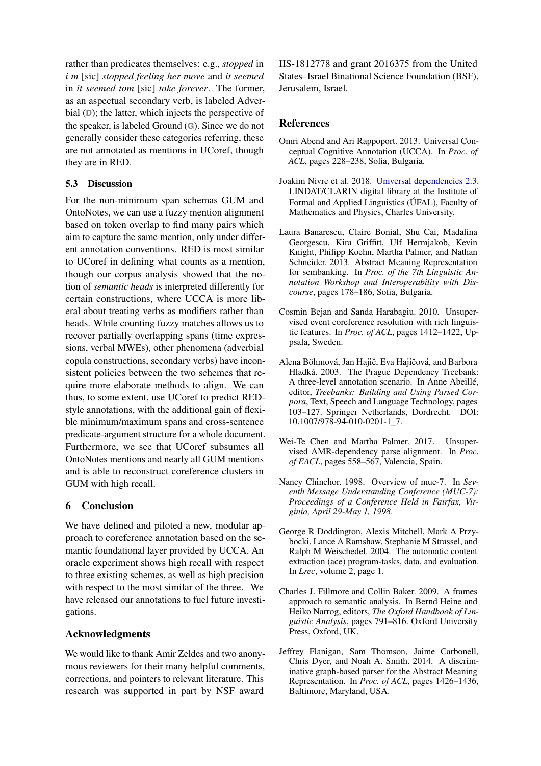rather than predicates themselves: e.g., *stopped* in *i m* [sic] *stopped feeling her move* and *it seemed* in *it seemed tom* [sic] *take forever*. The former, as an aspectual secondary verb, is labeled Adverbial (**D**); the latter, which injects the perspective of the speaker, is labeled Ground (**G**). Since we do not generally consider these categories referring, these are not annotated as mentions in UCoref, though they are in RED.

### 5.3 Discussion

For the non-minimum span schemas GUM and OntoNotes, we can use a fuzzy mention alignment based on token overlap to find many pairs which aim to capture the same mention, only under different annotation conventions. RED is most similar to UCoref in defining what counts as a mention, though our corpus analysis showed that the notion of *semantic heads* is interpreted differently for certain constructions, where UCCA is more liberal about treating verbs as modifiers rather than heads. While counting fuzzy matches allows us to recover partially overlapping spans (time expressions, verbal MWEs), other phenomena (adverbial copula constructions, secondary verbs) have inconsistent policies between the two schemes that require more elaborate methods to align. We can thus, to some extent, use UCoref to predict RED-style annotations, with the additional gain of flexible minimum/maximum spans and cross-sentence predicate-argument structure for a whole document. Furthermore, we see that UCoref subsumes all OntoNotes mentions and nearly all GUM mentions and is able to reconstruct coreference clusters in GUM with high recall.

## 6 Conclusion

We have defined and piloted a new, modular approach to coreference annotation based on the semantic foundational layer provided by UCCA. An oracle experiment shows high recall with respect to three existing schemes, as well as high precision with respect to the most similar of the three. We have released our annotations to fuel future investigations.

## Acknowledgments

We would like to thank Amir Zeldes and two anonymous reviewers for their many helpful comments, corrections, and pointers to relevant literature. This research was supported in part by NSF award IIS-1812778 and grant 2016375 from the United States–Israel Binational Science Foundation (BSF), Jerusalem, Israel.

## References

Omri Abend and Ari Rappoport. 2013. Universal Conceptual Cognitive Annotation (UCCA). In *Proc. of ACL*, pages 228–238, Sofia, Bulgaria.

Joakim Nivre et al. 2018. Universal dependencies 2.3. LINDAT/CLARIN digital library at the Institute of Formal and Applied Linguistics (ÚFAL), Faculty of Mathematics and Physics, Charles University.

Laura Banarescu, Claire Bonial, Shu Cai, Madalina Georgescu, Kira Griffitt, Ulf Hermjakob, Kevin Knight, Philipp Koehn, Martha Palmer, and Nathan Schneider. 2013. Abstract Meaning Representation for sembanking. In *Proc. of the 7th Linguistic Annotation Workshop and Interoperability with Discourse*, pages 178–186, Sofia, Bulgaria.

Cosmin Bejan and Sanda Harabagiu. 2010. Unsupervised event coreference resolution with rich linguistic features. In *Proc. of ACL*, pages 1412–1422, Upsala, Sweden.

Alena Böhmová, Jan Hajič, Eva Hajičová, and Barbora Hladká. 2003. The Prague Dependency Treebank: A three-level annotation scenario. In Anne Abeillé, editor, *Treebanks: Building and Using Parsed Corpora*, Text, Speech and Language Technology, pages 103–127. Springer Netherlands, Dordrecht. DOI: 10.1007/978-94-010-0201-1_7.

Wei-Te Chen and Martha Palmer. 2017. Unsupervised AMR-dependency parse alignment. In *Proc. of EACL*, pages 558–567, Valencia, Spain.

Nancy Chinchor. 1998. Overview of muc-7. In *Seventh Message Understanding Conference (MUC-7): Proceedings of a Conference Held in Fairfax, Virginia, April 29-May 1, 1998*.

George R Doddington, Alexis Mitchell, Mark A Przybocki, Lance A Ramshaw, Stephanie M Strassel, and Ralph M Weischedel. 2004. The automatic content extraction (ace) program-tasks, data, and evaluation. In *Lrec*, volume 2, page 1.

Charles J. Fillmore and Collin Baker. 2009. A frames approach to semantic analysis. In Bernd Heine and Heiko Narrog, editors, *The Oxford Handbook of Linguistic Analysis*, pages 791–816. Oxford University Press, Oxford, UK.

Jeffrey Flanigan, Sam Thomson, Jaime Carbonell, Chris Dyer, and Noah A. Smith. 2014. A discriminative graph-based parser for the Abstract Meaning Representation. In *Proc. of ACL*, pages 1426–1436, Baltimore, Maryland, USA.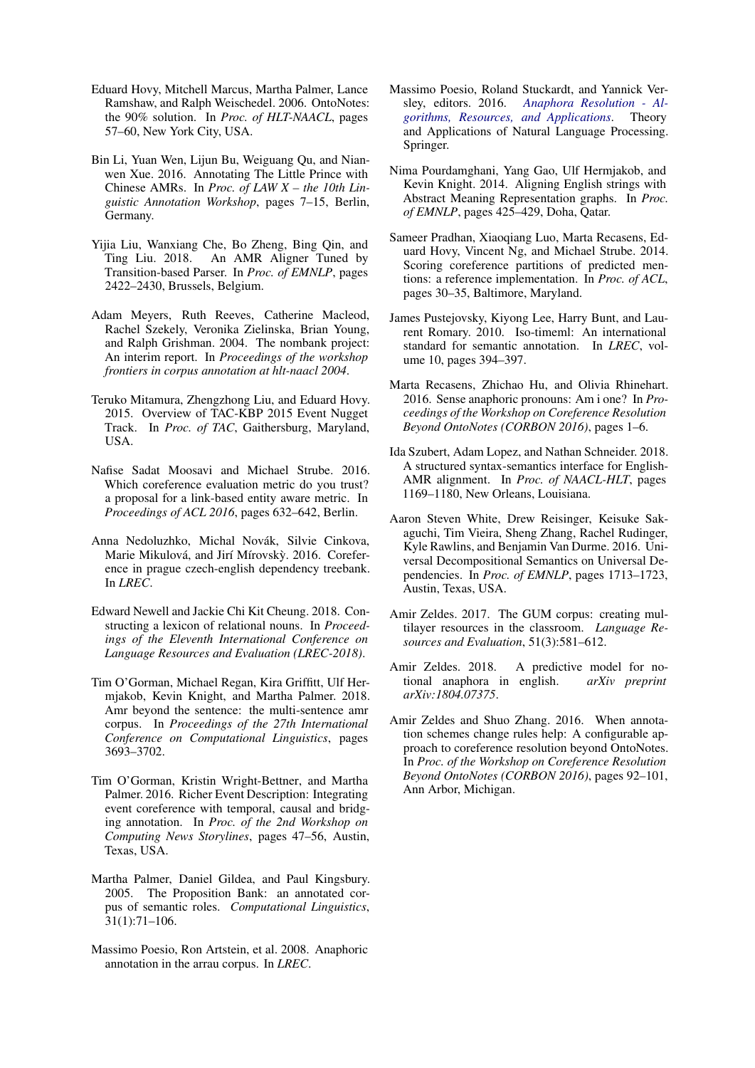Eduard Hovy, Mitchell Marcus, Martha Palmer, Lance Ramshaw, and Ralph Weischedel. 2006. OntoNotes: the 90% solution. In *Proc. of HLT-NAACL*, pages 57–60, New York City, USA.

Bin Li, Yuan Wen, Lijun Bu, Weiguang Qu, and Nianwen Xue. 2016. Annotating The Little Prince with Chinese AMRs. In *Proc. of LAW X – the 10th Linguistic Annotation Workshop*, pages 7–15, Berlin, Germany.

Yijia Liu, Wanxiang Che, Bo Zheng, Bing Qin, and Ting Liu. 2018. An AMR Aligner Tuned by Transition-based Parser. In *Proc. of EMNLP*, pages 2422–2430, Brussels, Belgium.

Adam Meyers, Ruth Reeves, Catherine Macleod, Rachel Szekely, Veronika Zielinska, Brian Young, and Ralph Grishman. 2004. The nombank project: An interim report. In *Proceedings of the workshop frontiers in corpus annotation at hlt-naacl 2004*.

Teruko Mitamura, Zhengzhong Liu, and Eduard Hovy. 2015. Overview of TAC-KBP 2015 Event Nugget Track. In *Proc. of TAC*, Gaithersburg, Maryland, USA.

Nafise Sadat Moosavi and Michael Strube. 2016. Which coreference evaluation metric do you trust? a proposal for a link-based entity aware metric. In *Proceedings of ACL 2016*, pages 632–642, Berlin.

Anna Nedoluzhko, Michal Novák, Silvie Cinkova, Marie Mikulová, and Jirí Mírovskỳ. 2016. Coreference in prague czech-english dependency treebank. In *LREC*.

Edward Newell and Jackie Chi Kit Cheung. 2018. Constructing a lexicon of relational nouns. In *Proceedings of the Eleventh International Conference on Language Resources and Evaluation (LREC-2018)*.

Tim O'Gorman, Michael Regan, Kira Griffitt, Ulf Hermjakob, Kevin Knight, and Martha Palmer. 2018. Amr beyond the sentence: the multi-sentence amr corpus. In *Proceedings of the 27th International Conference on Computational Linguistics*, pages 3693–3702.

Tim O'Gorman, Kristin Wright-Bettner, and Martha Palmer. 2016. Richer Event Description: Integrating event coreference with temporal, causal and bridging annotation. In *Proc. of the 2nd Workshop on Computing News Storylines*, pages 47–56, Austin, Texas, USA.

Martha Palmer, Daniel Gildea, and Paul Kingsbury. 2005. The Proposition Bank: an annotated corpus of semantic roles. *Computational Linguistics*, 31(1):71–106.

Massimo Poesio, Ron Artstein, et al. 2008. Anaphoric annotation in the arrau corpus. In *LREC*.

Massimo Poesio, Roland Stuckardt, and Yannick Versley, editors. 2016. *Anaphora Resolution - Algorithms, Resources, and Applications*. Theory and Applications of Natural Language Processing. Springer.

Nima Pourdamghani, Yang Gao, Ulf Hermjakob, and Kevin Knight. 2014. Aligning English strings with Abstract Meaning Representation graphs. In *Proc. of EMNLP*, pages 425–429, Doha, Qatar.

Sameer Pradhan, Xiaoqiang Luo, Marta Recasens, Eduard Hovy, Vincent Ng, and Michael Strube. 2014. Scoring coreference partitions of predicted mentions: a reference implementation. In *Proc. of ACL*, pages 30–35, Baltimore, Maryland.

James Pustejovsky, Kiyong Lee, Harry Bunt, and Laurent Romary. 2010. Iso-timeml: An international standard for semantic annotation. In *LREC*, volume 10, pages 394–397.

Marta Recasens, Zhichao Hu, and Olivia Rhinehart. 2016. Sense anaphoric pronouns: Am i one? In *Proceedings of the Workshop on Coreference Resolution Beyond OntoNotes (CORBON 2016)*, pages 1–6.

Ida Szubert, Adam Lopez, and Nathan Schneider. 2018. A structured syntax-semantics interface for English-AMR alignment. In *Proc. of NAACL-HLT*, pages 1169–1180, New Orleans, Louisiana.

Aaron Steven White, Drew Reisinger, Keisuke Sakaguchi, Tim Vieira, Sheng Zhang, Rachel Rudinger, Kyle Rawlins, and Benjamin Van Durme. 2016. Universal Decompositional Semantics on Universal Dependencies. In *Proc. of EMNLP*, pages 1713–1723, Austin, Texas, USA.

Amir Zeldes. 2017. The GUM corpus: creating multilayer resources in the classroom. *Language Resources and Evaluation*, 51(3):581–612.

Amir Zeldes. 2018. A predictive model for notional anaphora in english. *arXiv preprint arXiv:1804.07375*.

Amir Zeldes and Shuo Zhang. 2016. When annotation schemes change rules help: A configurable approach to coreference resolution beyond OntoNotes. In *Proc. of the Workshop on Coreference Resolution Beyond OntoNotes (CORBON 2016)*, pages 92–101, Ann Arbor, Michigan.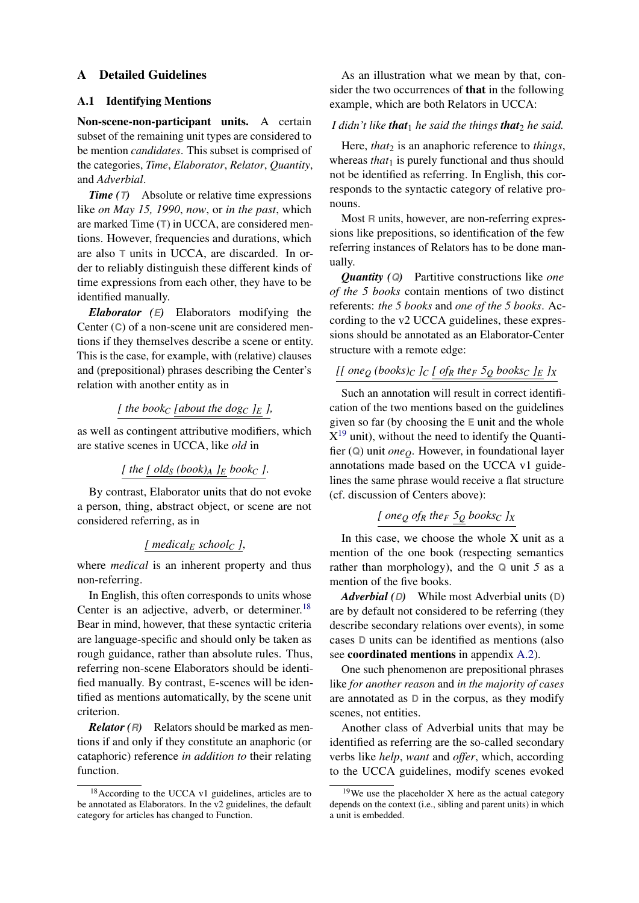## A Detailed Guidelines

### A.1 Identifying Mentions

**Non-scene-non-participant units.** A certain subset of the remaining unit types are considered to be mention *candidates*. This subset is comprised of the categories, *Time*, *Elaborator*, *Relator*, *Quantity*, and *Adverbial*.

***Time (T)*** Absolute or relative time expressions like *on May 15, 1990*, *now*, or *in the past*, which are marked Time (T) in UCCA, are considered mentions. However, frequencies and durations, which are also T units in UCCA, are discarded. In order to reliably distinguish these different kinds of time expressions from each other, they have to be identified manually.

***Elaborator (E)*** Elaborators modifying the Center (C) of a non-scene unit are considered mentions if they themselves describe a scene or entity. This is the case, for example, with (relative) clauses and (prepositional) phrases describing the Center's relation with another entity as in

*[ the book$_C$ [about the dog$_C$ ]$_E$ ],*

as well as contingent attributive modifiers, which are stative scenes in UCCA, like *old* in

*[ the [ old$_S$ (book)$_A$ ]$_E$ book$_C$ ].*

By contrast, Elaborator units that do not evoke a person, thing, abstract object, or scene are not considered referring, as in

*[ medical$_E$ school$_C$ ],*

where *medical* is an inherent property and thus non-referring.

In English, this often corresponds to units whose Center is an adjective, adverb, or determiner.[18] Bear in mind, however, that these syntactic criteria are language-specific and should only be taken as rough guidance, rather than absolute rules. Thus, referring non-scene Elaborators should be identified manually. By contrast, E-scenes will be identified as mentions automatically, by the scene unit criterion.

***Relator (R)*** Relators should be marked as mentions if and only if they constitute an anaphoric (or cataphoric) reference *in addition to* their relating function.

As an illustration what we mean by that, consider the two occurrences of **that** in the following example, which are both Relators in UCCA:

*I didn't like **that**$_1$ he said the things **that**$_2$ he said.*

Here, *that*$_2$ is an anaphoric reference to *things*, whereas *that*$_1$ is purely functional and thus should not be identified as referring. In English, this corresponds to the syntactic category of relative pronouns.

Most R units, however, are non-referring expressions like prepositions, so identification of the few referring instances of Relators has to be done manually.

***Quantity (Q)*** Partitive constructions like *one of the 5 books* contain mentions of two distinct referents: *the 5 books* and *one of the 5 books*. According to the v2 UCCA guidelines, these expressions should be annotated as an Elaborator-Center structure with a remote edge:

*[[ one$_Q$ (books)$_C$ ]$_C$ [ of$_R$ the$_F$ 5$_Q$ books$_C$ ]$_E$ ]$_X$*

Such an annotation will result in correct identification of the two mentions based on the guidelines given so far (by choosing the E unit and the whole X[19] unit), without the need to identify the Quantifier (Q) unit *one$_Q$*. However, in foundational layer annotations made based on the UCCA v1 guidelines the same phrase would receive a flat structure (cf. discussion of Centers above):

*[ one$_Q$ of$_R$ the$_F$ 5$_Q$ books$_C$ ]$_X$*

In this case, we choose the whole X unit as a mention of the one book (respecting semantics rather than morphology), and the Q unit *5* as a mention of the five books.

***Adverbial (D)*** While most Adverbial units (D) are by default not considered to be referring (they describe secondary relations over events), in some cases D units can be identified as mentions (also see **coordinated mentions** in appendix A.2).

One such phenomenon are prepositional phrases like *for another reason* and *in the majority of cases* are annotated as D in the corpus, as they modify scenes, not entities.

Another class of Adverbial units that may be identified as referring are the so-called secondary verbs like *help*, *want* and *offer*, which, according to the UCCA guidelines, modify scenes evoked

[18] According to the UCCA v1 guidelines, articles are to be annotated as Elaborators. In the v2 guidelines, the default category for articles has changed to Function.

[19] We use the placeholder X here as the actual category depends on the context (i.e., sibling and parent units) in which a unit is embedded.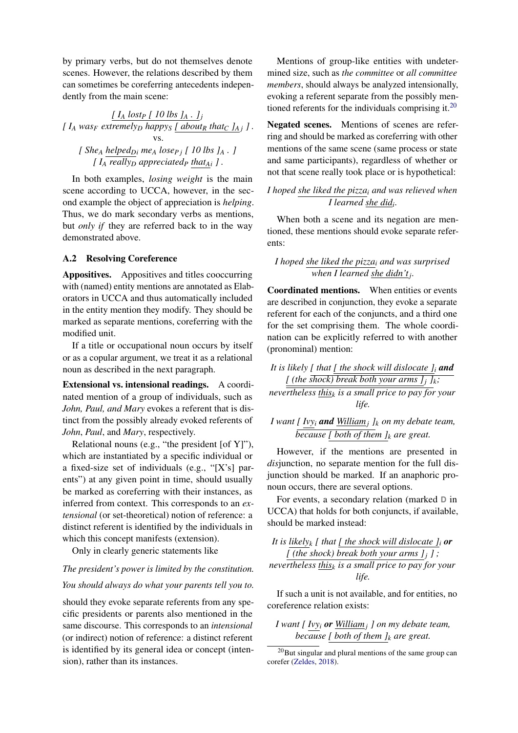by primary verbs, but do not themselves denote scenes. However, the relations described by them can sometimes be coreferring antecedents independently from the main scene:

*[ $I_A$ $lost_P$ [ 10 lbs $]_A$ . $]_j$*
*[ $I_A$ $was_F$ $extremely_D$ $happy_S$ [ $about_R$ $that_C$ $]_{A\,j}$ ] .*
vs.
*[ $She_A$ $helped_{Di}$ $me_A$ $lose_{P\,j}$ [ 10 lbs $]_A$ . ]*
*[ $I_A$ $really_D$ $appreciated_P$ $that_{Ai}$ ] .*

In both examples, *losing weight* is the main scene according to UCCA, however, in the second example the object of appreciation is *helping*. Thus, we do mark secondary verbs as mentions, but *only if* they are referred back to in the way demonstrated above.

### A.2 Resolving Coreference

**Appositives.** Appositives and titles cooccurring with (named) entity mentions are annotated as Elaborators in UCCA and thus automatically included in the entity mention they modify. They should be marked as separate mentions, coreferring with the modified unit.

If a title or occupational noun occurs by itself or as a copular argument, we treat it as a relational noun as described in the next paragraph.

**Extensional vs. intensional readings.** A coordinated mention of a group of individuals, such as *John, Paul, and Mary* evokes a referent that is distinct from the possibly already evoked referents of *John*, *Paul*, and *Mary*, respectively.

Relational nouns (e.g., "the president [of Y]"), which are instantiated by a specific individual or a fixed-size set of individuals (e.g., "[X's] parents") at any given point in time, should usually be marked as coreferring with their instances, as inferred from context. This corresponds to an *extensional* (or set-theoretical) notion of reference: a distinct referent is identified by the individuals in which this concept manifests (extension).

Only in clearly generic statements like

*The president's power is limited by the constitution.*

*You should always do what your parents tell you to.*

should they evoke separate referents from any specific presidents or parents also mentioned in the same discourse. This corresponds to an *intensional* (or indirect) notion of reference: a distinct referent is identified by its general idea or concept (intension), rather than its instances.

Mentions of group-like entities with undetermined size, such as *the committee* or *all committee members*, should always be analyzed intensionally, evoking a referent separate from the possibly mentioned referents for the individuals comprising it.[20]

**Negated scenes.** Mentions of scenes are referring and should be marked as coreferring with other mentions of the same scene (same process or state and same participants), regardless of whether or not that scene really took place or is hypothetical:

*I hoped she liked the $pizza_i$ and was relieved when I learned she $did_i$.*

When both a scene and its negation are mentioned, these mentions should evoke separate referents:

*I hoped she liked the $pizza_i$ and was surprised when I learned she $didn't_j$.*

**Coordinated mentions.** When entities or events are described in conjunction, they evoke a separate referent for each of the conjuncts, and a third one for the set comprising them. The whole coordination can be explicitly referred to with another (pronominal) mention:

*It is likely [ that [ the shock will dislocate $]_i$ **and** [ (the shock) break both your arms $]_j$ $]_k$; nevertheless $this_k$ is a small price to pay for your life.*

*I want [ $Ivy_i$ **and** $William_j$ $]_k$ on my debate team, because [ both of them $]_k$ are great.*

However, if the mentions are presented in *dis*junction, no separate mention for the full disjunction should be marked. If an anaphoric pronoun occurs, there are several options.

For events, a secondary relation (marked D in UCCA) that holds for both conjuncts, if available, should be marked instead:

*It is $likely_k$ [ that [ the shock will dislocate $]_i$ **or** [ (the shock) break both your arms $]_j$ ] ; nevertheless $this_k$ is a small price to pay for your life.*

If such a unit is not available, and for entities, no coreference relation exists:

*I want [ $Ivy_i$ **or** $William_j$ ] on my debate team, because [ both of them $]_k$ are great.*

[20] But singular and plural mentions of the same group can corefer (Zeldes, 2018).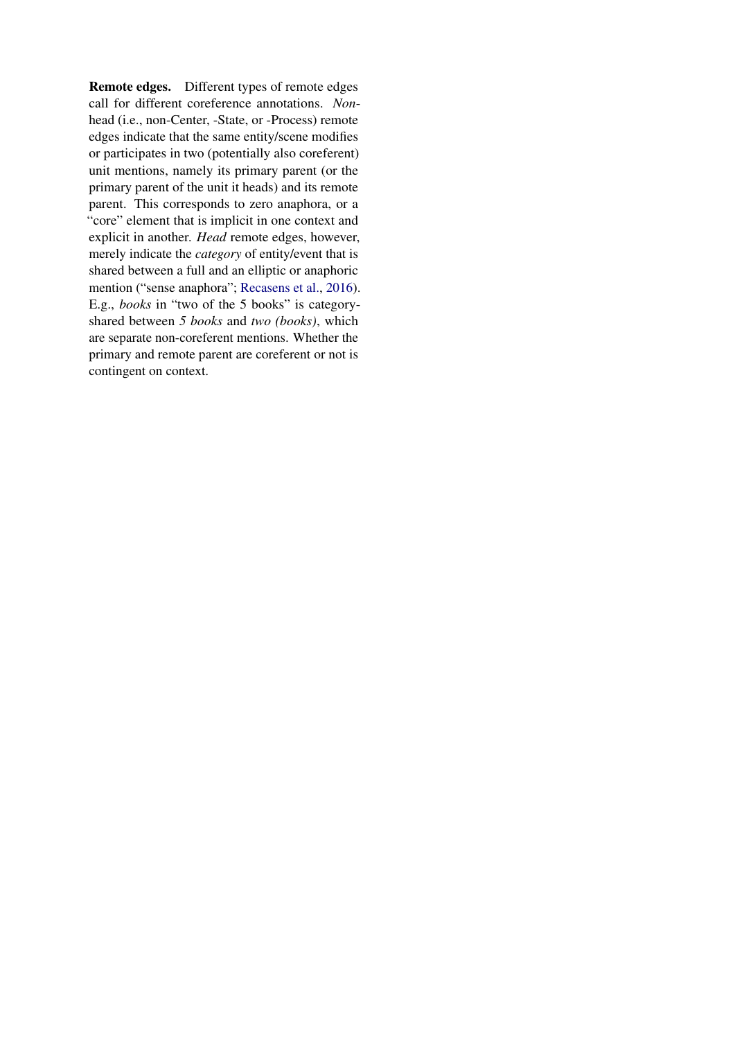**Remote edges.** Different types of remote edges call for different coreference annotations. *Non*-head (i.e., non-Center, -State, or -Process) remote edges indicate that the same entity/scene modifies or participates in two (potentially also coreferent) unit mentions, namely its primary parent (or the primary parent of the unit it heads) and its remote parent. This corresponds to zero anaphora, or a "core" element that is implicit in one context and explicit in another. *Head* remote edges, however, merely indicate the *category* of entity/event that is shared between a full and an elliptic or anaphoric mention ("sense anaphora"; Recasens et al., 2016). E.g., *books* in "two of the 5 books" is category-shared between *5 books* and *two (books)*, which are separate non-coreferent mentions. Whether the primary and remote parent are coreferent or not is contingent on context.